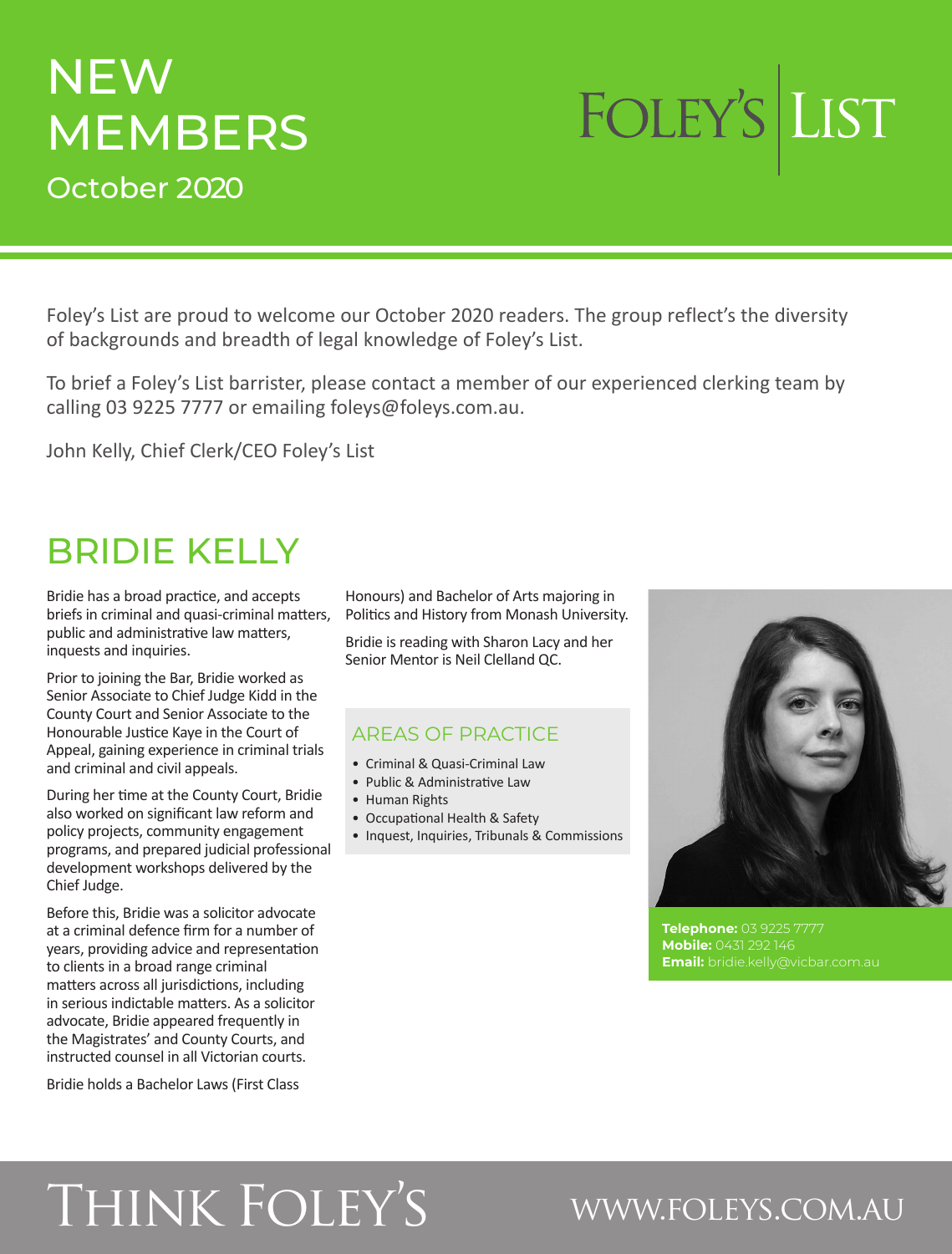# NEW MEMBERS

October 2020

FOLEY'S | LIST

Foley's List are proud to welcome our October 2020 readers. The group reflect's the diversity of backgrounds and breadth of legal knowledge of Foley's List.

To brief a Foley's List barrister, please contact a member of our experienced clerking team by calling 03 9225 7777 or emailing foleys@foleys.com.au.

John Kelly, Chief Clerk/CEO Foley's List

## BRIDIE KELLY

Bridie has a broad practice, and accepts briefs in criminal and quasi-criminal matters, public and administrative law matters, inquests and inquiries.

Prior to joining the Bar, Bridie worked as Senior Associate to Chief Judge Kidd in the County Court and Senior Associate to the Honourable Justice Kaye in the Court of Appeal, gaining experience in criminal trials and criminal and civil appeals.

During her time at the County Court, Bridie also worked on significant law reform and policy projects, community engagement programs, and prepared judicial professional development workshops delivered by the Chief Judge.

Before this, Bridie was a solicitor advocate at a criminal defence firm for a number of years, providing advice and representation to clients in a broad range criminal matters across all jurisdictions, including in serious indictable matters. As a solicitor advocate, Bridie appeared frequently in the Magistrates' and County Courts, and instructed counsel in all Victorian courts.

Bridie holds a Bachelor Laws (First Class Honours) and Bachelor of Arts majoring in Politics and History from Monash University.

Bridie is reading with Sharon Lacy and her Senior Mentor is Neil Clelland QC.

### AREAS OF PRACTICE

- Criminal & Quasi-Criminal Law
- Public & Administrative Law
- Human Rights
- Occupational Health & Safety
- Inquest, Inquiries, Tribunals & Commissions

**Telephone:** 03 9225 7777
**Mobile:** 0431 292 146
**Email:** bridie.kelly@vicbar.com.au

THINK FOLEY'S

WWW.FOLEYS.COM.AU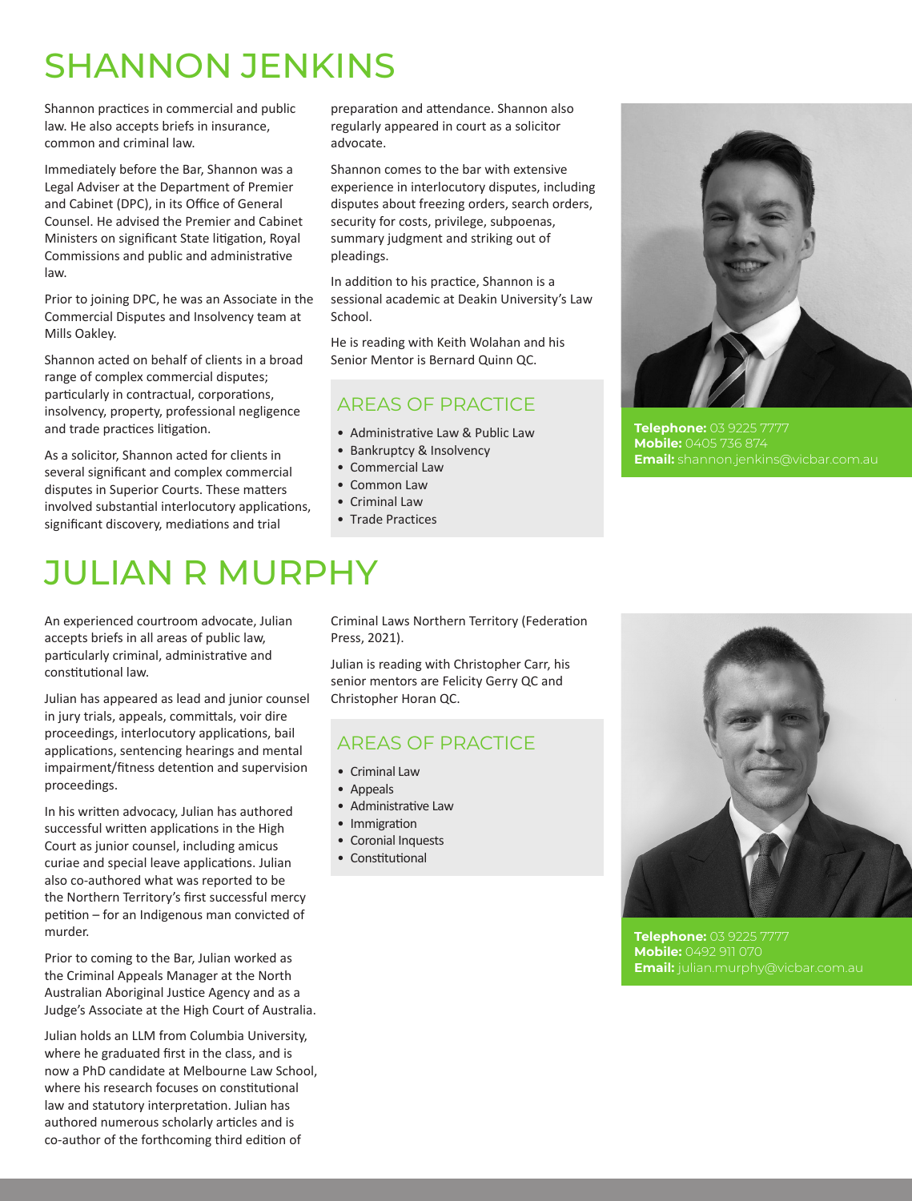# SHANNON JENKINS

Shannon practices in commercial and public law. He also accepts briefs in insurance, common and criminal law.

Immediately before the Bar, Shannon was a Legal Adviser at the Department of Premier and Cabinet (DPC), in its Office of General Counsel. He advised the Premier and Cabinet Ministers on significant State litigation, Royal Commissions and public and administrative law.

Prior to joining DPC, he was an Associate in the Commercial Disputes and Insolvency team at Mills Oakley.

Shannon acted on behalf of clients in a broad range of complex commercial disputes; particularly in contractual, corporations, insolvency, property, professional negligence and trade practices litigation.

As a solicitor, Shannon acted for clients in several significant and complex commercial disputes in Superior Courts. These matters involved substantial interlocutory applications, significant discovery, mediations and trial preparation and attendance. Shannon also regularly appeared in court as a solicitor advocate.

Shannon comes to the bar with extensive experience in interlocutory disputes, including disputes about freezing orders, search orders, security for costs, privilege, subpoenas, summary judgment and striking out of pleadings.

In addition to his practice, Shannon is a sessional academic at Deakin University's Law School.

He is reading with Keith Wolahan and his Senior Mentor is Bernard Quinn QC.

## AREAS OF PRACTICE

- Administrative Law & Public Law
- Bankruptcy & Insolvency
- Commercial Law
- Common Law
- Criminal Law
- Trade Practices

**Telephone:** 03 9225 7777
**Mobile:** 0405 736 874
**Email:** shannon.jenkins@vicbar.com.au

# JULIAN R MURPHY

An experienced courtroom advocate, Julian accepts briefs in all areas of public law, particularly criminal, administrative and constitutional law.

Julian has appeared as lead and junior counsel in jury trials, appeals, committals, voir dire proceedings, interlocutory applications, bail applications, sentencing hearings and mental impairment/fitness detention and supervision proceedings.

In his written advocacy, Julian has authored successful written applications in the High Court as junior counsel, including amicus curiae and special leave applications. Julian also co-authored what was reported to be the Northern Territory's first successful mercy petition – for an Indigenous man convicted of murder.

Prior to coming to the Bar, Julian worked as the Criminal Appeals Manager at the North Australian Aboriginal Justice Agency and as a Judge's Associate at the High Court of Australia.

Julian holds an LLM from Columbia University, where he graduated first in the class, and is now a PhD candidate at Melbourne Law School, where his research focuses on constitutional law and statutory interpretation. Julian has authored numerous scholarly articles and is co-author of the forthcoming third edition of Criminal Laws Northern Territory (Federation Press, 2021).

Julian is reading with Christopher Carr, his senior mentors are Felicity Gerry QC and Christopher Horan QC.

## AREAS OF PRACTICE

- Criminal Law
- Appeals
- Administrative Law
- Immigration
- Coronial Inquests
- Constitutional

**Telephone:** 03 9225 7777
**Mobile:** 0492 911 070
**Email:** julian.murphy@vicbar.com.au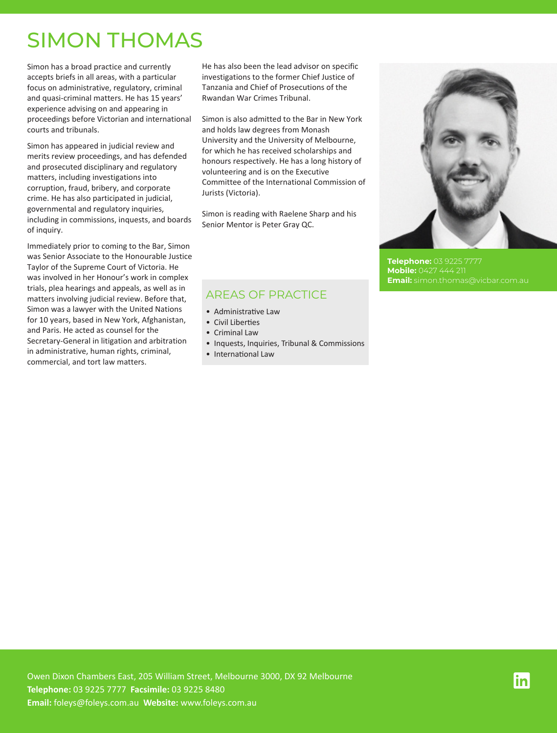# SIMON THOMAS

Simon has a broad practice and currently accepts briefs in all areas, with a particular focus on administrative, regulatory, criminal and quasi-criminal matters. He has 15 years' experience advising on and appearing in proceedings before Victorian and international courts and tribunals.

Simon has appeared in judicial review and merits review proceedings, and has defended and prosecuted disciplinary and regulatory matters, including investigations into corruption, fraud, bribery, and corporate crime. He has also participated in judicial, governmental and regulatory inquiries, including in commissions, inquests, and boards of inquiry.

Immediately prior to coming to the Bar, Simon was Senior Associate to the Honourable Justice Taylor of the Supreme Court of Victoria. He was involved in her Honour's work in complex trials, plea hearings and appeals, as well as in matters involving judicial review. Before that, Simon was a lawyer with the United Nations for 10 years, based in New York, Afghanistan, and Paris. He acted as counsel for the Secretary-General in litigation and arbitration in administrative, human rights, criminal, commercial, and tort law matters.

He has also been the lead advisor on specific investigations to the former Chief Justice of Tanzania and Chief of Prosecutions of the Rwandan War Crimes Tribunal.

Simon is also admitted to the Bar in New York and holds law degrees from Monash University and the University of Melbourne, for which he has received scholarships and honours respectively. He has a long history of volunteering and is on the Executive Committee of the International Commission of Jurists (Victoria).

Simon is reading with Raelene Sharp and his Senior Mentor is Peter Gray QC.

## AREAS OF PRACTICE

- Administrative Law
- Civil Liberties
- Criminal Law
- Inquests, Inquiries, Tribunal & Commissions
- International Law

**Telephone:** 03 9225 7777
**Mobile:** 0427 444 211
**Email:** simon.thomas@vicbar.com.au

Owen Dixon Chambers East, 205 William Street, Melbourne 3000, DX 92 Melbourne
**Telephone:** 03 9225 7777 **Facsimile:** 03 9225 8480
**Email:** foleys@foleys.com.au **Website:** www.foleys.com.au